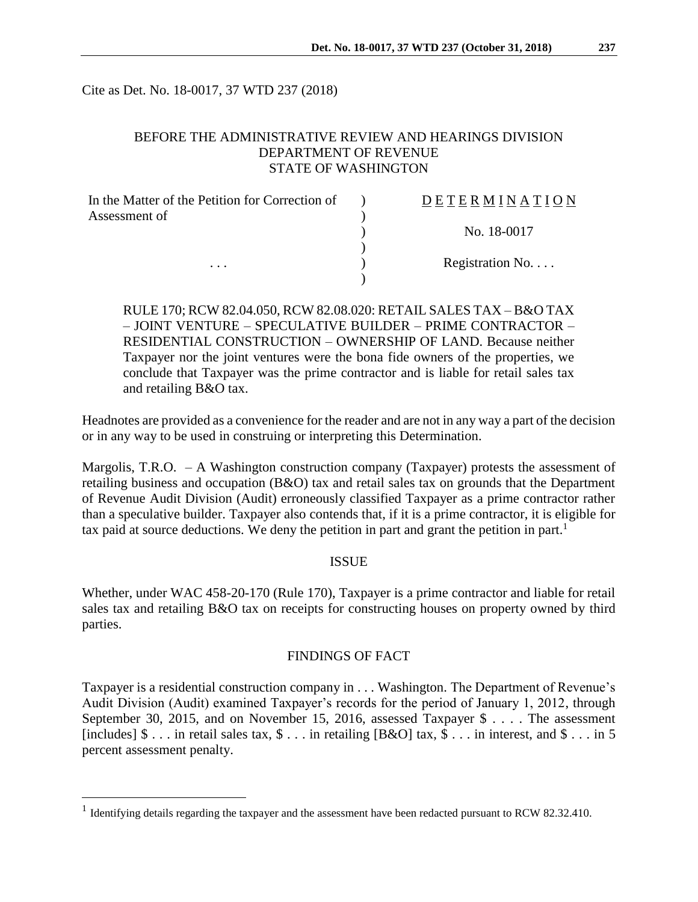Cite as Det. No. 18-0017, 37 WTD 237 (2018)

BEFORE THE ADMINISTRATIVE REVIEW AND HEARINGS DIVISION
DEPARTMENT OF REVENUE
STATE OF WASHINGTON

| In the Matter of the Petition for Correction of Assessment of | ) | D E T E R M I N A T I O N |
|---|---|---|
| | ) | No. 18-0017 |
| . . . | ) | Registration No. . . . |

RULE 170; RCW 82.04.050, RCW 82.08.020: RETAIL SALES TAX – B&O TAX – JOINT VENTURE – SPECULATIVE BUILDER – PRIME CONTRACTOR – RESIDENTIAL CONSTRUCTION – OWNERSHIP OF LAND. Because neither Taxpayer nor the joint ventures were the bona fide owners of the properties, we conclude that Taxpayer was the prime contractor and is liable for retail sales tax and retailing B&O tax.

Headnotes are provided as a convenience for the reader and are not in any way a part of the decision or in any way to be used in construing or interpreting this Determination.

Margolis, T.R.O. – A Washington construction company (Taxpayer) protests the assessment of retailing business and occupation (B&O) tax and retail sales tax on grounds that the Department of Revenue Audit Division (Audit) erroneously classified Taxpayer as a prime contractor rather than a speculative builder. Taxpayer also contends that, if it is a prime contractor, it is eligible for tax paid at source deductions. We deny the petition in part and grant the petition in part.[1]

## ISSUE

Whether, under WAC 458-20-170 (Rule 170), Taxpayer is a prime contractor and liable for retail sales tax and retailing B&O tax on receipts for constructing houses on property owned by third parties.

## FINDINGS OF FACT

Taxpayer is a residential construction company in . . . Washington. The Department of Revenue's Audit Division (Audit) examined Taxpayer's records for the period of January 1, 2012, through September 30, 2015, and on November 15, 2016, assessed Taxpayer $ . . . . The assessment [includes] $ . . . in retail sales tax, $ . . . in retailing [B&O] tax, $ . . . in interest, and $ . . . in 5 percent assessment penalty.

[1] Identifying details regarding the taxpayer and the assessment have been redacted pursuant to RCW 82.32.410.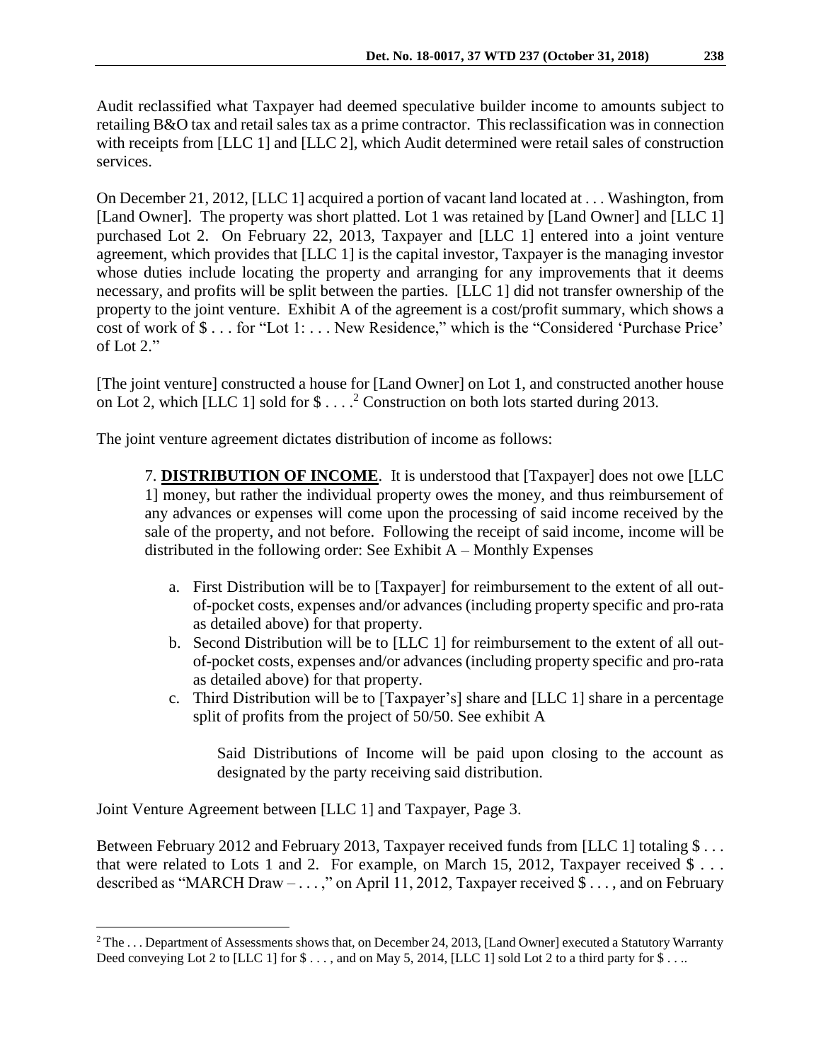Audit reclassified what Taxpayer had deemed speculative builder income to amounts subject to retailing B&O tax and retail sales tax as a prime contractor. This reclassification was in connection with receipts from [LLC 1] and [LLC 2], which Audit determined were retail sales of construction services.

On December 21, 2012, [LLC 1] acquired a portion of vacant land located at . . . Washington, from [Land Owner]. The property was short platted. Lot 1 was retained by [Land Owner] and [LLC 1] purchased Lot 2. On February 22, 2013, Taxpayer and [LLC 1] entered into a joint venture agreement, which provides that [LLC 1] is the capital investor, Taxpayer is the managing investor whose duties include locating the property and arranging for any improvements that it deems necessary, and profits will be split between the parties. [LLC 1] did not transfer ownership of the property to the joint venture. Exhibit A of the agreement is a cost/profit summary, which shows a cost of work of $ . . . for "Lot 1: . . . New Residence," which is the "Considered 'Purchase Price' of Lot 2."

[The joint venture] constructed a house for [Land Owner] on Lot 1, and constructed another house on Lot 2, which [LLC 1] sold for $ . . . .[2] Construction on both lots started during 2013.

The joint venture agreement dictates distribution of income as follows:

> 7. **DISTRIBUTION OF INCOME**. It is understood that [Taxpayer] does not owe [LLC 1] money, but rather the individual property owes the money, and thus reimbursement of any advances or expenses will come upon the processing of said income received by the sale of the property, and not before. Following the receipt of said income, income will be distributed in the following order: See Exhibit A – Monthly Expenses
>
> a. First Distribution will be to [Taxpayer] for reimbursement to the extent of all out-of-pocket costs, expenses and/or advances (including property specific and pro-rata as detailed above) for that property.
>
> b. Second Distribution will be to [LLC 1] for reimbursement to the extent of all out-of-pocket costs, expenses and/or advances (including property specific and pro-rata as detailed above) for that property.
>
> c. Third Distribution will be to [Taxpayer's] share and [LLC 1] share in a percentage split of profits from the project of 50/50. See exhibit A
>
> Said Distributions of Income will be paid upon closing to the account as designated by the party receiving said distribution.

Joint Venture Agreement between [LLC 1] and Taxpayer, Page 3.

Between February 2012 and February 2013, Taxpayer received funds from [LLC 1] totaling $ . . . that were related to Lots 1 and 2. For example, on March 15, 2012, Taxpayer received $ . . . described as "MARCH Draw – . . . ," on April 11, 2012, Taxpayer received $ . . . , and on February

[2] The . . . Department of Assessments shows that, on December 24, 2013, [Land Owner] executed a Statutory Warranty Deed conveying Lot 2 to [LLC 1] for $ . . . , and on May 5, 2014, [LLC 1] sold Lot 2 to a third party for $ . . ..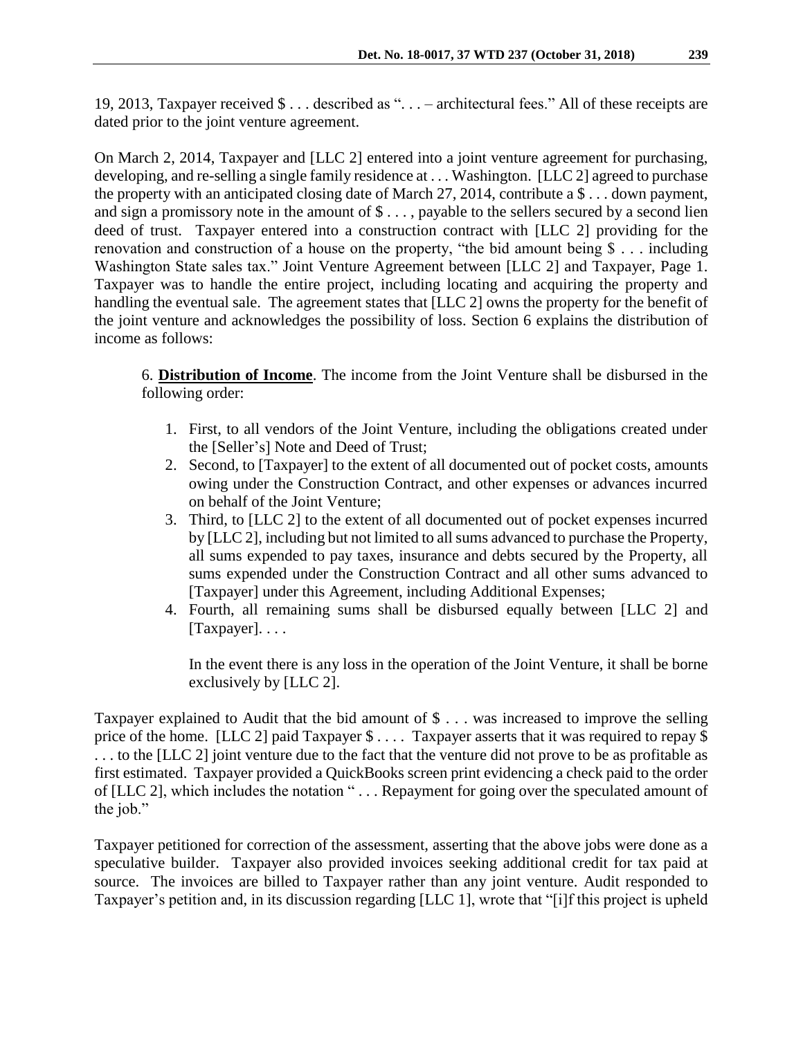19, 2013, Taxpayer received $ . . . described as ". . . – architectural fees." All of these receipts are dated prior to the joint venture agreement.

On March 2, 2014, Taxpayer and [LLC 2] entered into a joint venture agreement for purchasing, developing, and re-selling a single family residence at . . . Washington. [LLC 2] agreed to purchase the property with an anticipated closing date of March 27, 2014, contribute a $ . . . down payment, and sign a promissory note in the amount of $ . . . , payable to the sellers secured by a second lien deed of trust. Taxpayer entered into a construction contract with [LLC 2] providing for the renovation and construction of a house on the property, "the bid amount being $ . . . including Washington State sales tax." Joint Venture Agreement between [LLC 2] and Taxpayer, Page 1. Taxpayer was to handle the entire project, including locating and acquiring the property and handling the eventual sale. The agreement states that [LLC 2] owns the property for the benefit of the joint venture and acknowledges the possibility of loss. Section 6 explains the distribution of income as follows:

> 6. **Distribution of Income**. The income from the Joint Venture shall be disbursed in the following order:
>
> 1. First, to all vendors of the Joint Venture, including the obligations created under the [Seller's] Note and Deed of Trust;
> 2. Second, to [Taxpayer] to the extent of all documented out of pocket costs, amounts owing under the Construction Contract, and other expenses or advances incurred on behalf of the Joint Venture;
> 3. Third, to [LLC 2] to the extent of all documented out of pocket expenses incurred by [LLC 2], including but not limited to all sums advanced to purchase the Property, all sums expended to pay taxes, insurance and debts secured by the Property, all sums expended under the Construction Contract and all other sums advanced to [Taxpayer] under this Agreement, including Additional Expenses;
> 4. Fourth, all remaining sums shall be disbursed equally between [LLC 2] and [Taxpayer]. . . .
>
> In the event there is any loss in the operation of the Joint Venture, it shall be borne exclusively by [LLC 2].

Taxpayer explained to Audit that the bid amount of $ . . . was increased to improve the selling price of the home. [LLC 2] paid Taxpayer $ . . . . Taxpayer asserts that it was required to repay $ . . . to the [LLC 2] joint venture due to the fact that the venture did not prove to be as profitable as first estimated. Taxpayer provided a QuickBooks screen print evidencing a check paid to the order of [LLC 2], which includes the notation " . . . Repayment for going over the speculated amount of the job."

Taxpayer petitioned for correction of the assessment, asserting that the above jobs were done as a speculative builder. Taxpayer also provided invoices seeking additional credit for tax paid at source. The invoices are billed to Taxpayer rather than any joint venture. Audit responded to Taxpayer's petition and, in its discussion regarding [LLC 1], wrote that "[i]f this project is upheld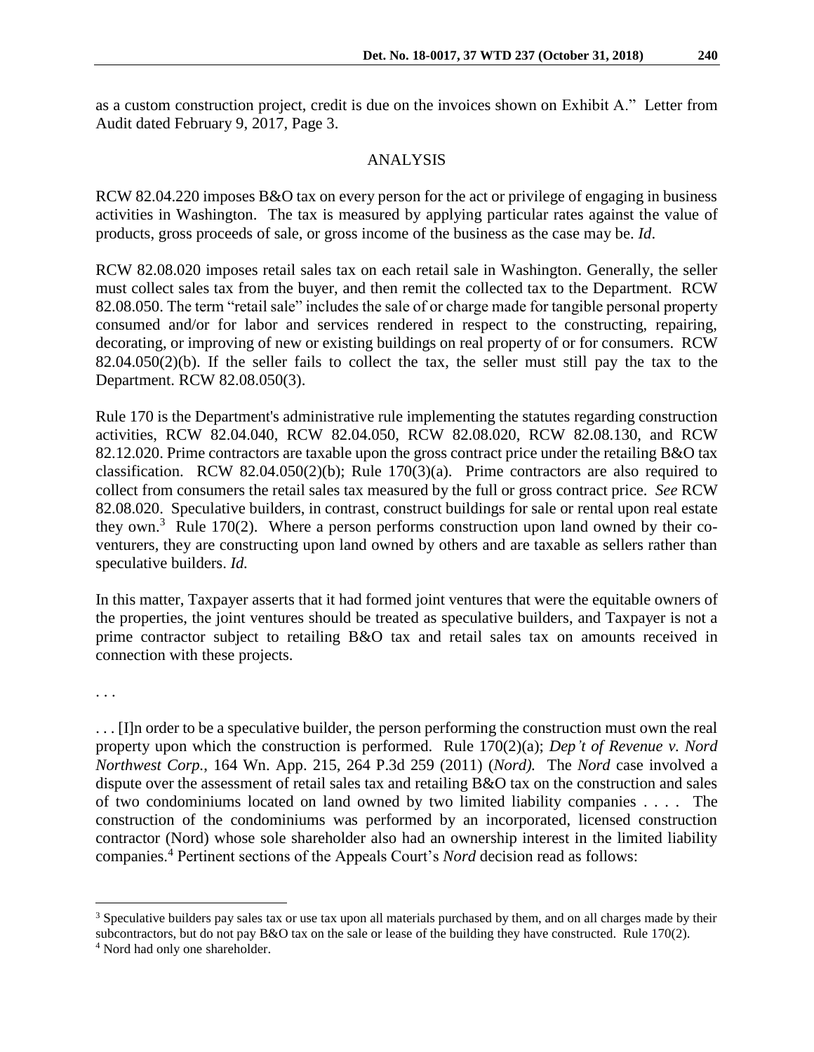as a custom construction project, credit is due on the invoices shown on Exhibit A." Letter from Audit dated February 9, 2017, Page 3.

## ANALYSIS

RCW 82.04.220 imposes B&O tax on every person for the act or privilege of engaging in business activities in Washington. The tax is measured by applying particular rates against the value of products, gross proceeds of sale, or gross income of the business as the case may be. *Id*.

RCW 82.08.020 imposes retail sales tax on each retail sale in Washington. Generally, the seller must collect sales tax from the buyer, and then remit the collected tax to the Department. RCW 82.08.050. The term "retail sale" includes the sale of or charge made for tangible personal property consumed and/or for labor and services rendered in respect to the constructing, repairing, decorating, or improving of new or existing buildings on real property of or for consumers. RCW 82.04.050(2)(b). If the seller fails to collect the tax, the seller must still pay the tax to the Department. RCW 82.08.050(3).

Rule 170 is the Department's administrative rule implementing the statutes regarding construction activities, RCW 82.04.040, RCW 82.04.050, RCW 82.08.020, RCW 82.08.130, and RCW 82.12.020. Prime contractors are taxable upon the gross contract price under the retailing B&O tax classification. RCW 82.04.050(2)(b); Rule 170(3)(a). Prime contractors are also required to collect from consumers the retail sales tax measured by the full or gross contract price. *See* RCW 82.08.020. Speculative builders, in contrast, construct buildings for sale or rental upon real estate they own.[3] Rule 170(2). Where a person performs construction upon land owned by their co-venturers, they are constructing upon land owned by others and are taxable as sellers rather than speculative builders. *Id.*

In this matter, Taxpayer asserts that it had formed joint ventures that were the equitable owners of the properties, the joint ventures should be treated as speculative builders, and Taxpayer is not a prime contractor subject to retailing B&O tax and retail sales tax on amounts received in connection with these projects.

. . .

. . . [I]n order to be a speculative builder, the person performing the construction must own the real property upon which the construction is performed. Rule 170(2)(a); *Dep't of Revenue v. Nord Northwest Corp.*, 164 Wn. App. 215, 264 P.3d 259 (2011) (*Nord).* The *Nord* case involved a dispute over the assessment of retail sales tax and retailing B&O tax on the construction and sales of two condominiums located on land owned by two limited liability companies . . . . The construction of the condominiums was performed by an incorporated, licensed construction contractor (Nord) whose sole shareholder also had an ownership interest in the limited liability companies.[4] Pertinent sections of the Appeals Court's *Nord* decision read as follows:

---

[3] Speculative builders pay sales tax or use tax upon all materials purchased by them, and on all charges made by their subcontractors, but do not pay B&O tax on the sale or lease of the building they have constructed. Rule 170(2).

[4] Nord had only one shareholder.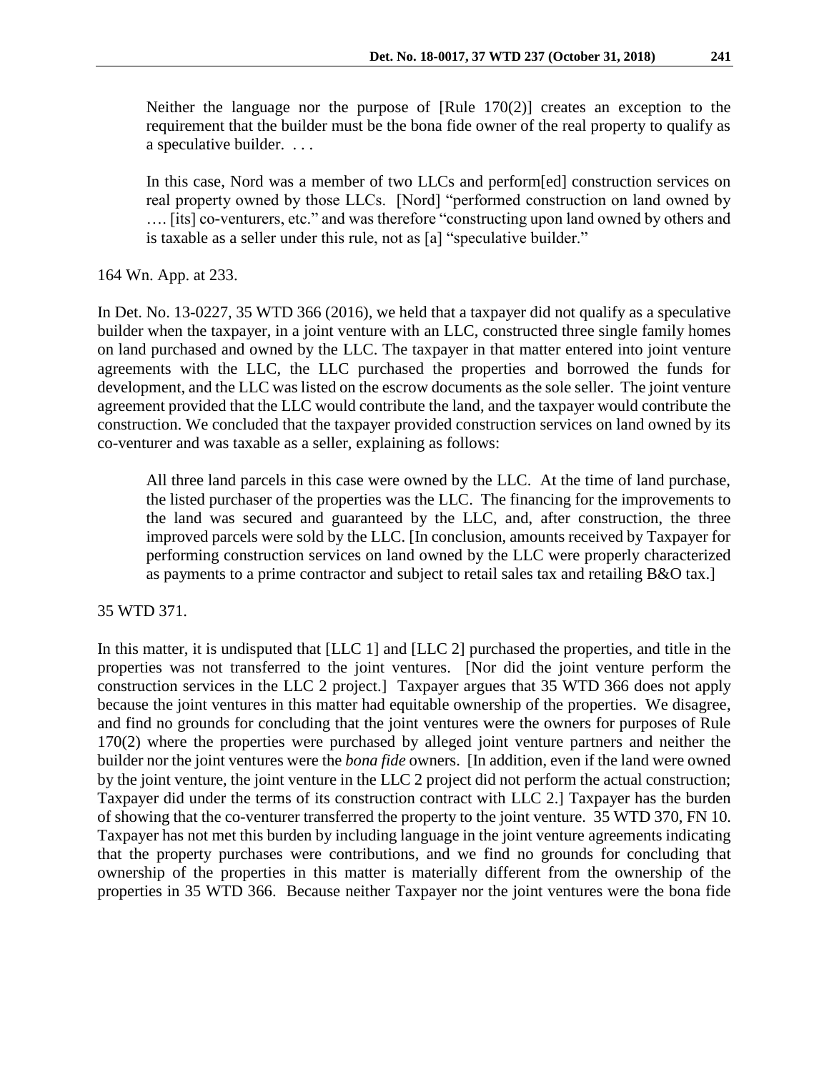Neither the language nor the purpose of [Rule 170(2)] creates an exception to the requirement that the builder must be the bona fide owner of the real property to qualify as a speculative builder. . . .

In this case, Nord was a member of two LLCs and perform[ed] construction services on real property owned by those LLCs. [Nord] "performed construction on land owned by …. [its] co-venturers, etc." and was therefore "constructing upon land owned by others and is taxable as a seller under this rule, not as [a] "speculative builder."

164 Wn. App. at 233.

In Det. No. 13-0227, 35 WTD 366 (2016), we held that a taxpayer did not qualify as a speculative builder when the taxpayer, in a joint venture with an LLC, constructed three single family homes on land purchased and owned by the LLC. The taxpayer in that matter entered into joint venture agreements with the LLC, the LLC purchased the properties and borrowed the funds for development, and the LLC was listed on the escrow documents as the sole seller. The joint venture agreement provided that the LLC would contribute the land, and the taxpayer would contribute the construction. We concluded that the taxpayer provided construction services on land owned by its co-venturer and was taxable as a seller, explaining as follows:

All three land parcels in this case were owned by the LLC. At the time of land purchase, the listed purchaser of the properties was the LLC. The financing for the improvements to the land was secured and guaranteed by the LLC, and, after construction, the three improved parcels were sold by the LLC. [In conclusion, amounts received by Taxpayer for performing construction services on land owned by the LLC were properly characterized as payments to a prime contractor and subject to retail sales tax and retailing B&O tax.]

35 WTD 371.

In this matter, it is undisputed that [LLC 1] and [LLC 2] purchased the properties, and title in the properties was not transferred to the joint ventures. [Nor did the joint venture perform the construction services in the LLC 2 project.] Taxpayer argues that 35 WTD 366 does not apply because the joint ventures in this matter had equitable ownership of the properties. We disagree, and find no grounds for concluding that the joint ventures were the owners for purposes of Rule 170(2) where the properties were purchased by alleged joint venture partners and neither the builder nor the joint ventures were the *bona fide* owners. [In addition, even if the land were owned by the joint venture, the joint venture in the LLC 2 project did not perform the actual construction; Taxpayer did under the terms of its construction contract with LLC 2.] Taxpayer has the burden of showing that the co-venturer transferred the property to the joint venture. 35 WTD 370, FN 10. Taxpayer has not met this burden by including language in the joint venture agreements indicating that the property purchases were contributions, and we find no grounds for concluding that ownership of the properties in this matter is materially different from the ownership of the properties in 35 WTD 366. Because neither Taxpayer nor the joint ventures were the bona fide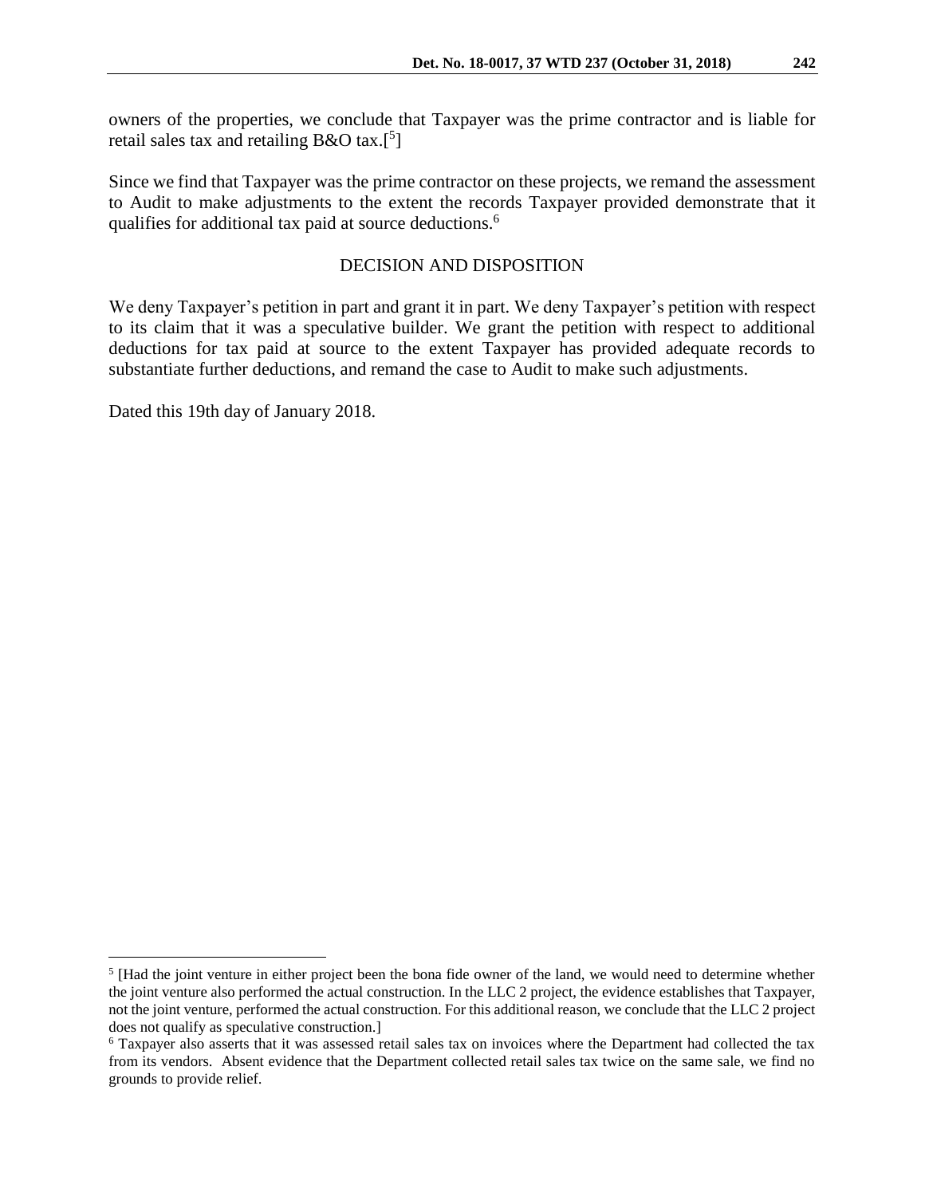owners of the properties, we conclude that Taxpayer was the prime contractor and is liable for retail sales tax and retailing B&O tax.[5]

Since we find that Taxpayer was the prime contractor on these projects, we remand the assessment to Audit to make adjustments to the extent the records Taxpayer provided demonstrate that it qualifies for additional tax paid at source deductions.[6]

## DECISION AND DISPOSITION

We deny Taxpayer's petition in part and grant it in part. We deny Taxpayer's petition with respect to its claim that it was a speculative builder. We grant the petition with respect to additional deductions for tax paid at source to the extent Taxpayer has provided adequate records to substantiate further deductions, and remand the case to Audit to make such adjustments.

Dated this 19th day of January 2018.

---

[5] [Had the joint venture in either project been the bona fide owner of the land, we would need to determine whether the joint venture also performed the actual construction. In the LLC 2 project, the evidence establishes that Taxpayer, not the joint venture, performed the actual construction. For this additional reason, we conclude that the LLC 2 project does not qualify as speculative construction.]

[6] Taxpayer also asserts that it was assessed retail sales tax on invoices where the Department had collected the tax from its vendors. Absent evidence that the Department collected retail sales tax twice on the same sale, we find no grounds to provide relief.